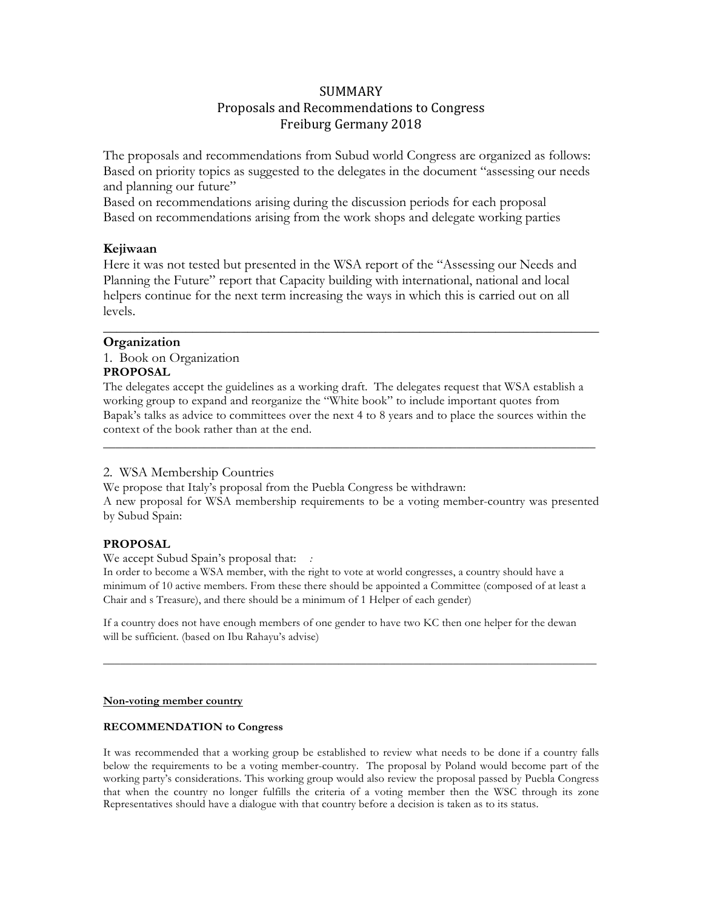# SUMMARY
## Proposals and Recommendations to Congress
## Freiburg Germany 2018

The proposals and recommendations from Subud world Congress are organized as follows:
Based on priority topics as suggested to the delegates in the document "assessing our needs and planning our future"
Based on recommendations arising during the discussion periods for each proposal
Based on recommendations arising from the work shops and delegate working parties

### Kejiwaan

Here it was not tested but presented in the WSA report of the "Assessing our Needs and Planning the Future" report that Capacity building with international, national and local helpers continue for the next term increasing the ways in which this is carried out on all levels.

---

### Organization

1. Book on Organization

**PROPOSAL**

The delegates accept the guidelines as a working draft. The delegates request that WSA establish a working group to expand and reorganize the "White book" to include important quotes from Bapak's talks as advice to committees over the next 4 to 8 years and to place the sources within the context of the book rather than at the end.

---

2. WSA Membership Countries

We propose that Italy's proposal from the Puebla Congress be withdrawn:
A new proposal for WSA membership requirements to be a voting member-country was presented by Subud Spain:

**PROPOSAL**

We accept Subud Spain's proposal that: :
In order to become a WSA member, with the right to vote at world congresses, a country should have a minimum of 10 active members. From these there should be appointed a Committee (composed of at least a Chair and s Treasure), and there should be a minimum of 1 Helper of each gender)

If a country does not have enough members of one gender to have two KC then one helper for the dewan will be sufficient. (based on Ibu Rahayu's advise)

---

**Non-voting member country**

**RECOMMENDATION to Congress**

It was recommended that a working group be established to review what needs to be done if a country falls below the requirements to be a voting member-country. The proposal by Poland would become part of the working party's considerations. This working group would also review the proposal passed by Puebla Congress that when the country no longer fulfills the criteria of a voting member then the WSC through its zone Representatives should have a dialogue with that country before a decision is taken as to its status.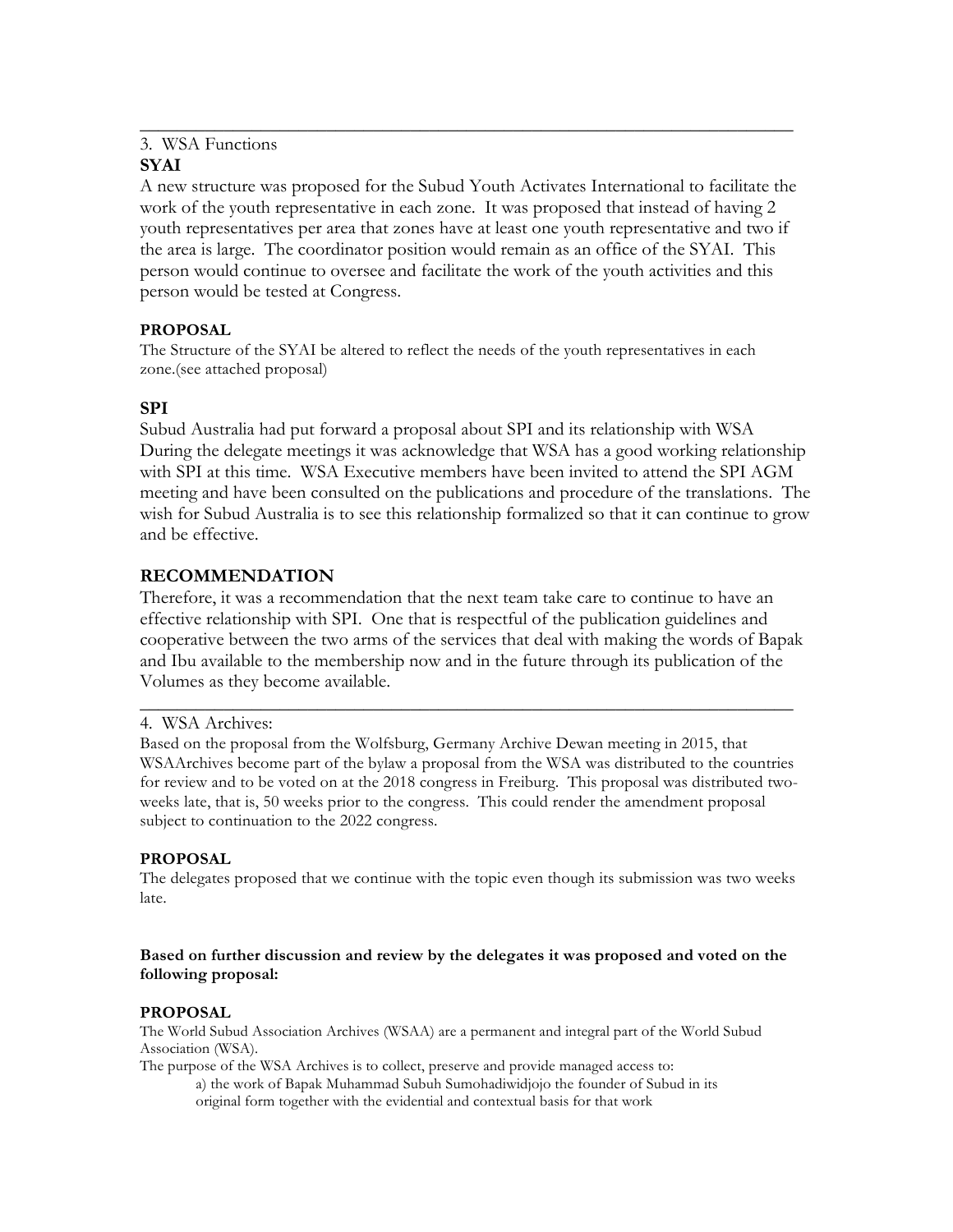---

3. WSA Functions

**SYAI**

A new structure was proposed for the Subud Youth Activates International to facilitate the work of the youth representative in each zone. It was proposed that instead of having 2 youth representatives per area that zones have at least one youth representative and two if the area is large. The coordinator position would remain as an office of the SYAI. This person would continue to oversee and facilitate the work of the youth activities and this person would be tested at Congress.

**PROPOSAL**

The Structure of the SYAI be altered to reflect the needs of the youth representatives in each zone.(see attached proposal)

**SPI**

Subud Australia had put forward a proposal about SPI and its relationship with WSA During the delegate meetings it was acknowledge that WSA has a good working relationship with SPI at this time. WSA Executive members have been invited to attend the SPI AGM meeting and have been consulted on the publications and procedure of the translations. The wish for Subud Australia is to see this relationship formalized so that it can continue to grow and be effective.

## RECOMMENDATION

Therefore, it was a recommendation that the next team take care to continue to have an effective relationship with SPI. One that is respectful of the publication guidelines and cooperative between the two arms of the services that deal with making the words of Bapak and Ibu available to the membership now and in the future through its publication of the Volumes as they become available.

---

4. WSA Archives:

Based on the proposal from the Wolfsburg, Germany Archive Dewan meeting in 2015, that WSAArchives become part of the bylaw a proposal from the WSA was distributed to the countries for review and to be voted on at the 2018 congress in Freiburg. This proposal was distributed two-weeks late, that is, 50 weeks prior to the congress. This could render the amendment proposal subject to continuation to the 2022 congress.

**PROPOSAL**

The delegates proposed that we continue with the topic even though its submission was two weeks late.

**Based on further discussion and review by the delegates it was proposed and voted on the following proposal:**

**PROPOSAL**

The World Subud Association Archives (WSAA) are a permanent and integral part of the World Subud Association (WSA).

The purpose of the WSA Archives is to collect, preserve and provide managed access to:

a) the work of Bapak Muhammad Subuh Sumohadiwidjojo the founder of Subud in its original form together with the evidential and contextual basis for that work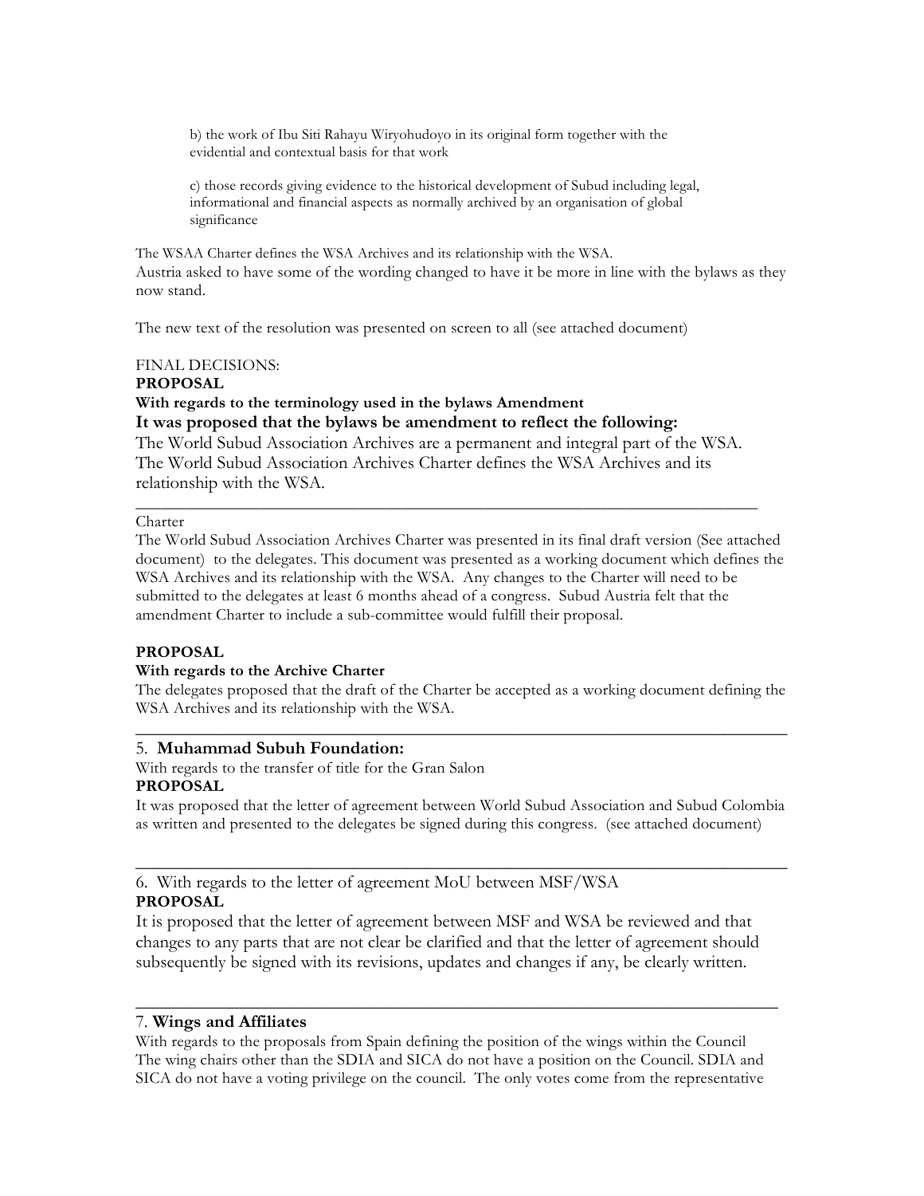b) the work of Ibu Siti Rahayu Wiryohudoyo in its original form together with the evidential and contextual basis for that work

c) those records giving evidence to the historical development of Subud including legal, informational and financial aspects as normally archived by an organisation of global significance

The WSAA Charter defines the WSA Archives and its relationship with the WSA.
Austria asked to have some of the wording changed to have it be more in line with the bylaws as they now stand.

The new text of the resolution was presented on screen to all (see attached document)

FINAL DECISIONS:
**PROPOSAL**
**With regards to the terminology used in the bylaws Amendment**
**It was proposed that the bylaws be amendment to reflect the following:**
The World Subud Association Archives are a permanent and integral part of the WSA.
The World Subud Association Archives Charter defines the WSA Archives and its relationship with the WSA.

---

Charter
The World Subud Association Archives Charter was presented in its final draft version (See attached document) to the delegates. This document was presented as a working document which defines the WSA Archives and its relationship with the WSA. Any changes to the Charter will need to be submitted to the delegates at least 6 months ahead of a congress. Subud Austria felt that the amendment Charter to include a sub-committee would fulfill their proposal.

**PROPOSAL**
**With regards to the Archive Charter**
The delegates proposed that the draft of the Charter be accepted as a working document defining the WSA Archives and its relationship with the WSA.

---

5. **Muhammad Subuh Foundation:**
With regards to the transfer of title for the Gran Salon
**PROPOSAL**
It was proposed that the letter of agreement between World Subud Association and Subud Colombia as written and presented to the delegates be signed during this congress. (see attached document)

---

6. With regards to the letter of agreement MoU between MSF/WSA
**PROPOSAL**
It is proposed that the letter of agreement between MSF and WSA be reviewed and that changes to any parts that are not clear be clarified and that the letter of agreement should subsequently be signed with its revisions, updates and changes if any, be clearly written.

---

7. **Wings and Affiliates**
With regards to the proposals from Spain defining the position of the wings within the Council
The wing chairs other than the SDIA and SICA do not have a position on the Council. SDIA and SICA do not have a voting privilege on the council. The only votes come from the representative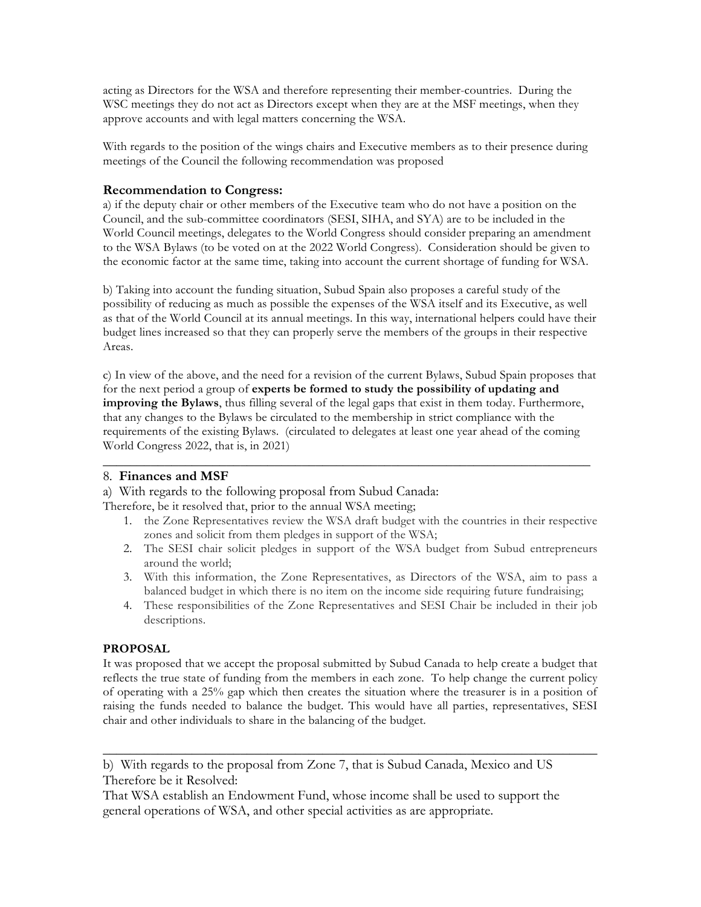acting as Directors for the WSA and therefore representing their member-countries. During the WSC meetings they do not act as Directors except when they are at the MSF meetings, when they approve accounts and with legal matters concerning the WSA.

With regards to the position of the wings chairs and Executive members as to their presence during meetings of the Council the following recommendation was proposed

### Recommendation to Congress:

a) if the deputy chair or other members of the Executive team who do not have a position on the Council, and the sub-committee coordinators (SESI, SIHA, and SYA) are to be included in the World Council meetings, delegates to the World Congress should consider preparing an amendment to the WSA Bylaws (to be voted on at the 2022 World Congress). Consideration should be given to the economic factor at the same time, taking into account the current shortage of funding for WSA.

b) Taking into account the funding situation, Subud Spain also proposes a careful study of the possibility of reducing as much as possible the expenses of the WSA itself and its Executive, as well as that of the World Council at its annual meetings. In this way, international helpers could have their budget lines increased so that they can properly serve the members of the groups in their respective Areas.

c) In view of the above, and the need for a revision of the current Bylaws, Subud Spain proposes that for the next period a group of **experts be formed to study the possibility of updating and improving the Bylaws**, thus filling several of the legal gaps that exist in them today. Furthermore, that any changes to the Bylaws be circulated to the membership in strict compliance with the requirements of the existing Bylaws. (circulated to delegates at least one year ahead of the coming World Congress 2022, that is, in 2021)

---

8. **Finances and MSF**

a) With regards to the following proposal from Subud Canada:

Therefore, be it resolved that, prior to the annual WSA meeting;

1. the Zone Representatives review the WSA draft budget with the countries in their respective zones and solicit from them pledges in support of the WSA;
2. The SESI chair solicit pledges in support of the WSA budget from Subud entrepreneurs around the world;
3. With this information, the Zone Representatives, as Directors of the WSA, aim to pass a balanced budget in which there is no item on the income side requiring future fundraising;
4. These responsibilities of the Zone Representatives and SESI Chair be included in their job descriptions.

**PROPOSAL**

It was proposed that we accept the proposal submitted by Subud Canada to help create a budget that reflects the true state of funding from the members in each zone. To help change the current policy of operating with a 25% gap which then creates the situation where the treasurer is in a position of raising the funds needed to balance the budget. This would have all parties, representatives, SESI chair and other individuals to share in the balancing of the budget.

---

b) With regards to the proposal from Zone 7, that is Subud Canada, Mexico and US

Therefore be it Resolved:

That WSA establish an Endowment Fund, whose income shall be used to support the general operations of WSA, and other special activities as are appropriate.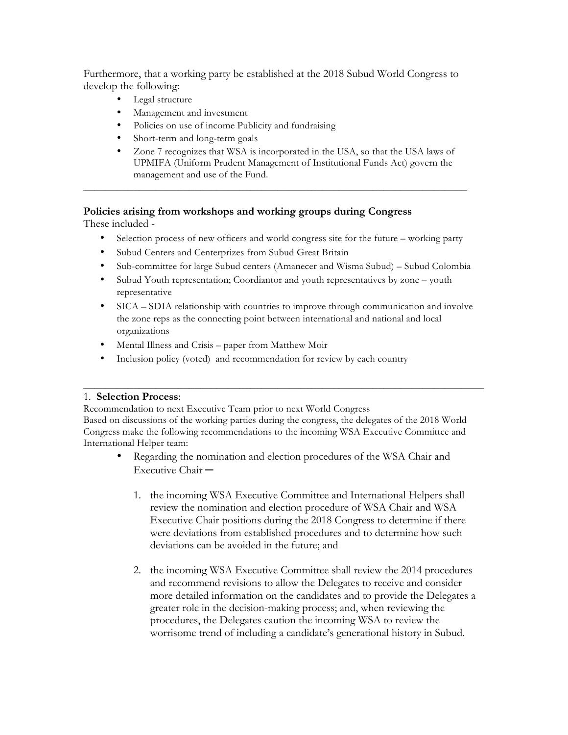Furthermore, that a working party be established at the 2018 Subud World Congress to develop the following:

- Legal structure
- Management and investment
- Policies on use of income Publicity and fundraising
- Short-term and long-term goals
- Zone 7 recognizes that WSA is incorporated in the USA, so that the USA laws of UPMIFA (Uniform Prudent Management of Institutional Funds Act) govern the management and use of the Fund.

---

**Policies arising from workshops and working groups during Congress**

These included -

- Selection process of new officers and world congress site for the future – working party
- Subud Centers and Centerprizes from Subud Great Britain
- Sub-committee for large Subud centers (Amanecer and Wisma Subud) – Subud Colombia
- Subud Youth representation; Coordiantor and youth representatives by zone – youth representative
- SICA – SDIA relationship with countries to improve through communication and involve the zone reps as the connecting point between international and national and local organizations
- Mental Illness and Crisis – paper from Matthew Moir
- Inclusion policy (voted) and recommendation for review by each country

---

1. **Selection Process**:

Recommendation to next Executive Team prior to next World Congress

Based on discussions of the working parties during the congress, the delegates of the 2018 World Congress make the following recommendations to the incoming WSA Executive Committee and International Helper team:

- Regarding the nomination and election procedures of the WSA Chair and Executive Chair –

  1. the incoming WSA Executive Committee and International Helpers shall review the nomination and election procedure of WSA Chair and WSA Executive Chair positions during the 2018 Congress to determine if there were deviations from established procedures and to determine how such deviations can be avoided in the future; and

  2. the incoming WSA Executive Committee shall review the 2014 procedures and recommend revisions to allow the Delegates to receive and consider more detailed information on the candidates and to provide the Delegates a greater role in the decision-making process; and, when reviewing the procedures, the Delegates caution the incoming WSA to review the worrisome trend of including a candidate's generational history in Subud.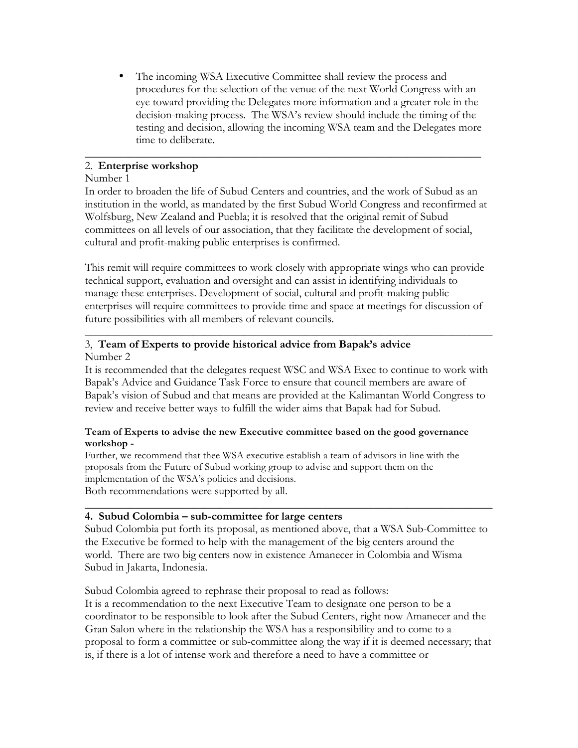- The incoming WSA Executive Committee shall review the process and procedures for the selection of the venue of the next World Congress with an eye toward providing the Delegates more information and a greater role in the decision-making process. The WSA's review should include the timing of the testing and decision, allowing the incoming WSA team and the Delegates more time to deliberate.

---

2. **Enterprise workshop**

Number 1

In order to broaden the life of Subud Centers and countries, and the work of Subud as an institution in the world, as mandated by the first Subud World Congress and reconfirmed at Wolfsburg, New Zealand and Puebla; it is resolved that the original remit of Subud committees on all levels of our association, that they facilitate the development of social, cultural and profit-making public enterprises is confirmed.

This remit will require committees to work closely with appropriate wings who can provide technical support, evaluation and oversight and can assist in identifying individuals to manage these enterprises. Development of social, cultural and profit-making public enterprises will require committees to provide time and space at meetings for discussion of future possibilities with all members of relevant councils.

---

3, **Team of Experts to provide historical advice from Bapak's advice**

Number 2

It is recommended that the delegates request WSC and WSA Exec to continue to work with Bapak's Advice and Guidance Task Force to ensure that council members are aware of Bapak's vision of Subud and that means are provided at the Kalimantan World Congress to review and receive better ways to fulfill the wider aims that Bapak had for Subud.

**Team of Experts to advise the new Executive committee based on the good governance workshop -**

Further, we recommend that thee WSA executive establish a team of advisors in line with the proposals from the Future of Subud working group to advise and support them on the implementation of the WSA's policies and decisions.

Both recommendations were supported by all.

---

**4. Subud Colombia – sub-committee for large centers**

Subud Colombia put forth its proposal, as mentioned above, that a WSA Sub-Committee to the Executive be formed to help with the management of the big centers around the world. There are two big centers now in existence Amanecer in Colombia and Wisma Subud in Jakarta, Indonesia.

Subud Colombia agreed to rephrase their proposal to read as follows:

It is a recommendation to the next Executive Team to designate one person to be a coordinator to be responsible to look after the Subud Centers, right now Amanecer and the Gran Salon where in the relationship the WSA has a responsibility and to come to a proposal to form a committee or sub-committee along the way if it is deemed necessary; that is, if there is a lot of intense work and therefore a need to have a committee or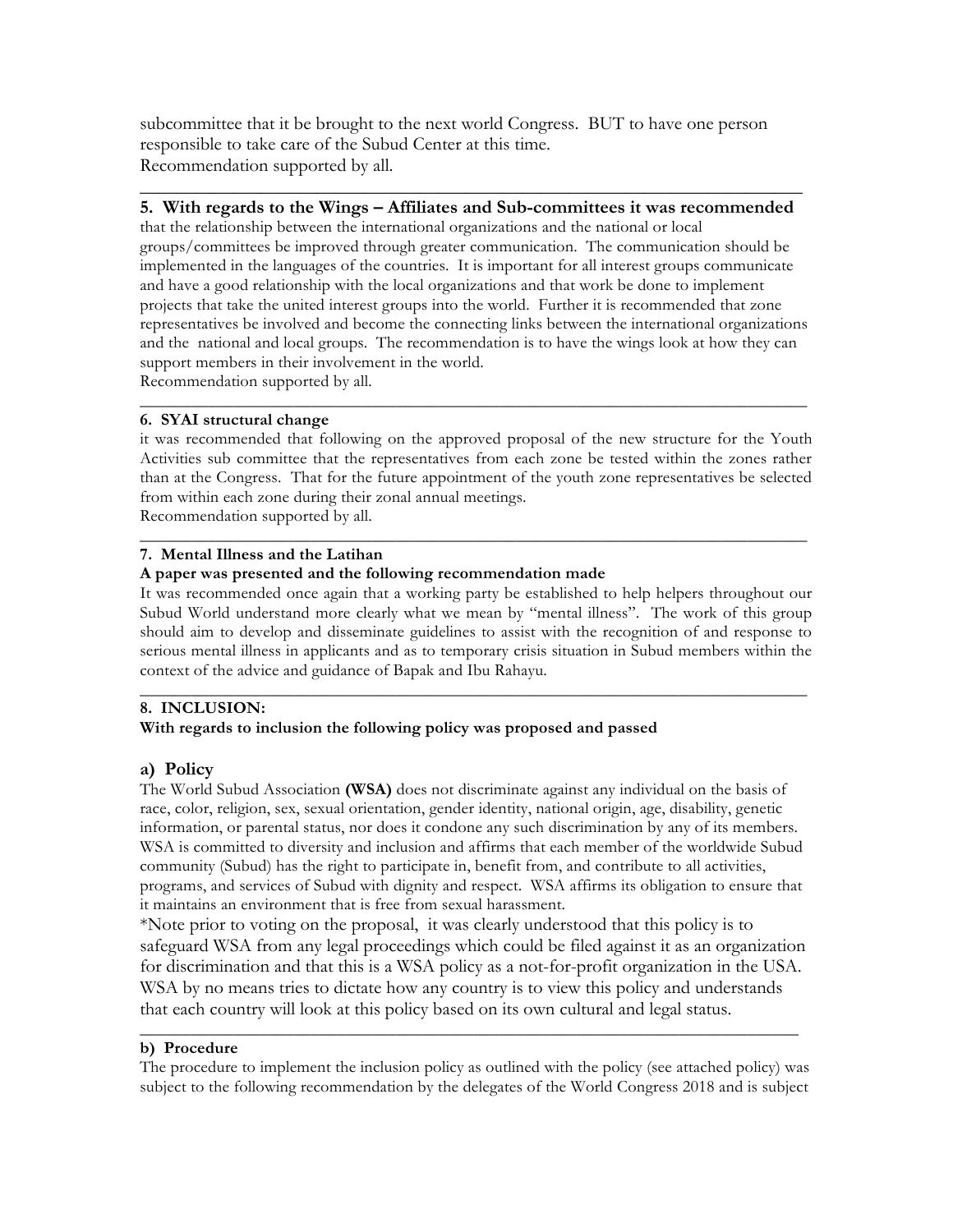subcommittee that it be brought to the next world Congress. BUT to have one person responsible to take care of the Subud Center at this time.
Recommendation supported by all.

---

**5. With regards to the Wings – Affiliates and Sub-committees it was recommended** that the relationship between the international organizations and the national or local groups/committees be improved through greater communication. The communication should be implemented in the languages of the countries. It is important for all interest groups communicate and have a good relationship with the local organizations and that work be done to implement projects that take the united interest groups into the world. Further it is recommended that zone representatives be involved and become the connecting links between the international organizations and the national and local groups. The recommendation is to have the wings look at how they can support members in their involvement in the world.
Recommendation supported by all.

---

**6. SYAI structural change**

it was recommended that following on the approved proposal of the new structure for the Youth Activities sub committee that the representatives from each zone be tested within the zones rather than at the Congress. That for the future appointment of the youth zone representatives be selected from within each zone during their zonal annual meetings.
Recommendation supported by all.

---

**7. Mental Illness and the Latihan**

**A paper was presented and the following recommendation made**

It was recommended once again that a working party be established to help helpers throughout our Subud World understand more clearly what we mean by "mental illness". The work of this group should aim to develop and disseminate guidelines to assist with the recognition of and response to serious mental illness in applicants and as to temporary crisis situation in Subud members within the context of the advice and guidance of Bapak and Ibu Rahayu.

---

**8. INCLUSION:**

**With regards to inclusion the following policy was proposed and passed**

## a) Policy

The World Subud Association **(WSA)** does not discriminate against any individual on the basis of race, color, religion, sex, sexual orientation, gender identity, national origin, age, disability, genetic information, or parental status, nor does it condone any such discrimination by any of its members. WSA is committed to diversity and inclusion and affirms that each member of the worldwide Subud community (Subud) has the right to participate in, benefit from, and contribute to all activities, programs, and services of Subud with dignity and respect. WSA affirms its obligation to ensure that it maintains an environment that is free from sexual harassment.

*Note prior to voting on the proposal, it was clearly understood that this policy is to safeguard WSA from any legal proceedings which could be filed against it as an organization for discrimination and that this is a WSA policy as a not-for-profit organization in the USA. WSA by no means tries to dictate how any country is to view this policy and understands that each country will look at this policy based on its own cultural and legal status.

---

**b) Procedure**

The procedure to implement the inclusion policy as outlined with the policy (see attached policy) was subject to the following recommendation by the delegates of the World Congress 2018 and is subject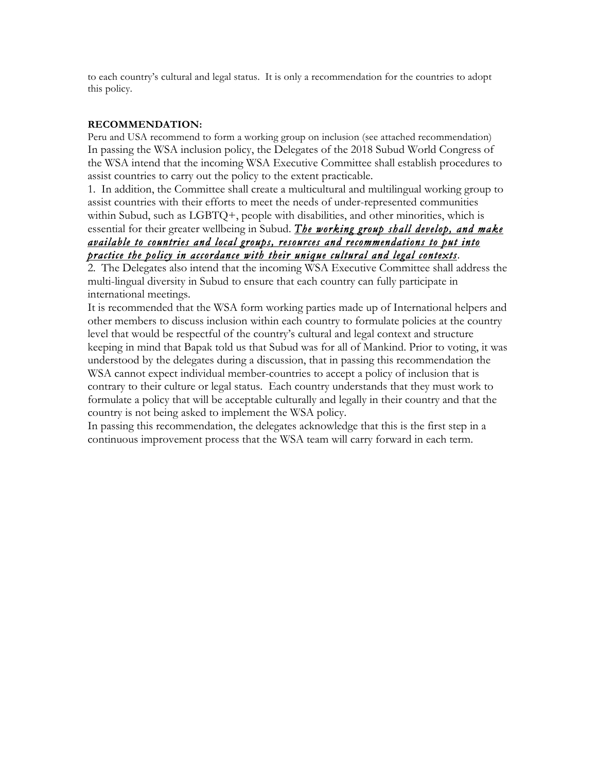to each country's cultural and legal status. It is only a recommendation for the countries to adopt this policy.

**RECOMMENDATION:**

Peru and USA recommend to form a working group on inclusion (see attached recommendation)

In passing the WSA inclusion policy, the Delegates of the 2018 Subud World Congress of the WSA intend that the incoming WSA Executive Committee shall establish procedures to assist countries to carry out the policy to the extent practicable.

1. In addition, the Committee shall create a multicultural and multilingual working group to assist countries with their efforts to meet the needs of under-represented communities within Subud, such as LGBTQ+, people with disabilities, and other minorities, which is essential for their greater wellbeing in Subud. ***The working group shall develop, and make available to countries and local groups, resources and recommendations to put into practice the policy in accordance with their unique cultural and legal contexts***.

2. The Delegates also intend that the incoming WSA Executive Committee shall address the multi-lingual diversity in Subud to ensure that each country can fully participate in international meetings.

It is recommended that the WSA form working parties made up of International helpers and other members to discuss inclusion within each country to formulate policies at the country level that would be respectful of the country's cultural and legal context and structure keeping in mind that Bapak told us that Subud was for all of Mankind. Prior to voting, it was understood by the delegates during a discussion, that in passing this recommendation the WSA cannot expect individual member-countries to accept a policy of inclusion that is contrary to their culture or legal status. Each country understands that they must work to formulate a policy that will be acceptable culturally and legally in their country and that the country is not being asked to implement the WSA policy.

In passing this recommendation, the delegates acknowledge that this is the first step in a continuous improvement process that the WSA team will carry forward in each term.